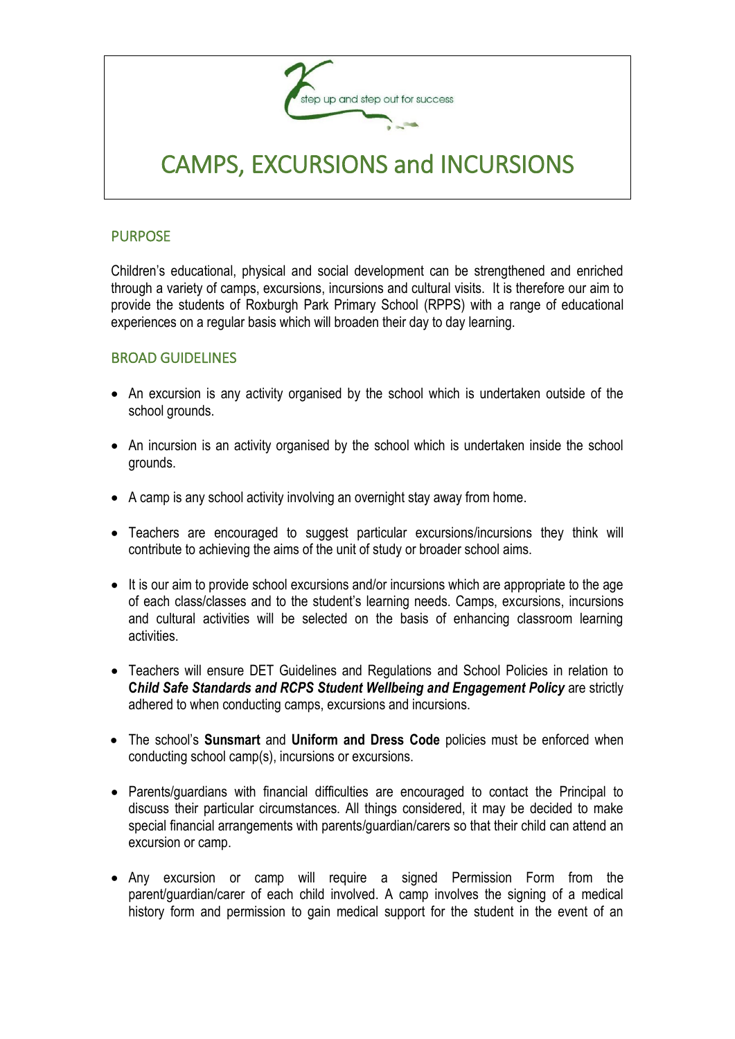step up and step out for success

# CAMPS, EXCURSIONS and INCURSIONS

## PURPOSE

Children's educational, physical and social development can be strengthened and enriched through a variety of camps, excursions, incursions and cultural visits. It is therefore our aim to provide the students of Roxburgh Park Primary School (RPPS) with a range of educational experiences on a regular basis which will broaden their day to day learning.

## BROAD GUIDELINES

- An excursion is any activity organised by the school which is undertaken outside of the school grounds.
- An incursion is an activity organised by the school which is undertaken inside the school grounds.
- A camp is any school activity involving an overnight stay away from home.
- Teachers are encouraged to suggest particular excursions/incursions they think will contribute to achieving the aims of the unit of study or broader school aims.
- It is our aim to provide school excursions and/or incursions which are appropriate to the age of each class/classes and to the student's learning needs. Camps, excursions, incursions and cultural activities will be selected on the basis of enhancing classroom learning activities.
- Teachers will ensure DET Guidelines and Regulations and School Policies in relation to ***Child Safe Standards and RCPS Student Wellbeing and Engagement Policy*** are strictly adhered to when conducting camps, excursions and incursions.
- The school's **Sunsmart** and **Uniform and Dress Code** policies must be enforced when conducting school camp(s), incursions or excursions.
- Parents/guardians with financial difficulties are encouraged to contact the Principal to discuss their particular circumstances. All things considered, it may be decided to make special financial arrangements with parents/guardian/carers so that their child can attend an excursion or camp.
- Any excursion or camp will require a signed Permission Form from the parent/guardian/carer of each child involved. A camp involves the signing of a medical history form and permission to gain medical support for the student in the event of an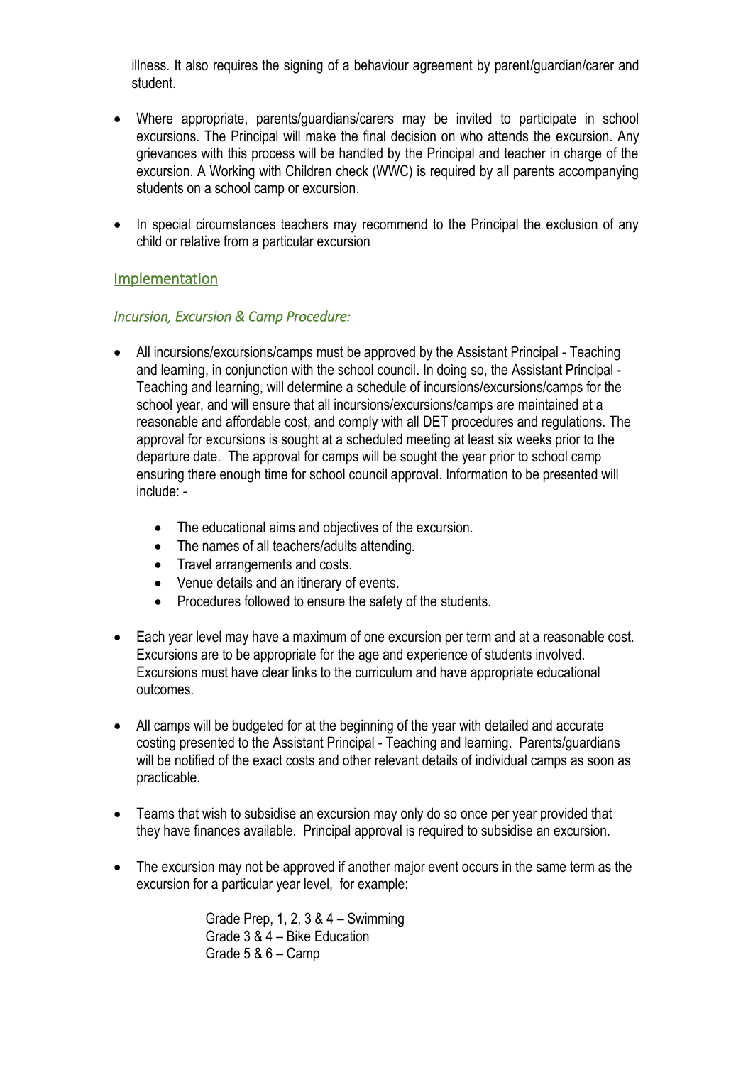illness. It also requires the signing of a behaviour agreement by parent/guardian/carer and student.

- Where appropriate, parents/guardians/carers may be invited to participate in school excursions. The Principal will make the final decision on who attends the excursion. Any grievances with this process will be handled by the Principal and teacher in charge of the excursion. A Working with Children check (WWC) is required by all parents accompanying students on a school camp or excursion.

- In special circumstances teachers may recommend to the Principal the exclusion of any child or relative from a particular excursion

## Implementation

### *Incursion, Excursion & Camp Procedure:*

- All incursions/excursions/camps must be approved by the Assistant Principal - Teaching and learning, in conjunction with the school council. In doing so, the Assistant Principal - Teaching and learning, will determine a schedule of incursions/excursions/camps for the school year, and will ensure that all incursions/excursions/camps are maintained at a reasonable and affordable cost, and comply with all DET procedures and regulations. The approval for excursions is sought at a scheduled meeting at least six weeks prior to the departure date. The approval for camps will be sought the year prior to school camp ensuring there enough time for school council approval. Information to be presented will include: -
    - The educational aims and objectives of the excursion.
    - The names of all teachers/adults attending.
    - Travel arrangements and costs.
    - Venue details and an itinerary of events.
    - Procedures followed to ensure the safety of the students.

- Each year level may have a maximum of one excursion per term and at a reasonable cost. Excursions are to be appropriate for the age and experience of students involved. Excursions must have clear links to the curriculum and have appropriate educational outcomes.

- All camps will be budgeted for at the beginning of the year with detailed and accurate costing presented to the Assistant Principal - Teaching and learning. Parents/guardians will be notified of the exact costs and other relevant details of individual camps as soon as practicable.

- Teams that wish to subsidise an excursion may only do so once per year provided that they have finances available. Principal approval is required to subsidise an excursion.

- The excursion may not be approved if another major event occurs in the same term as the excursion for a particular year level, for example:

    Grade Prep, 1, 2, 3 & 4 – Swimming
    Grade 3 & 4 – Bike Education
    Grade 5 & 6 – Camp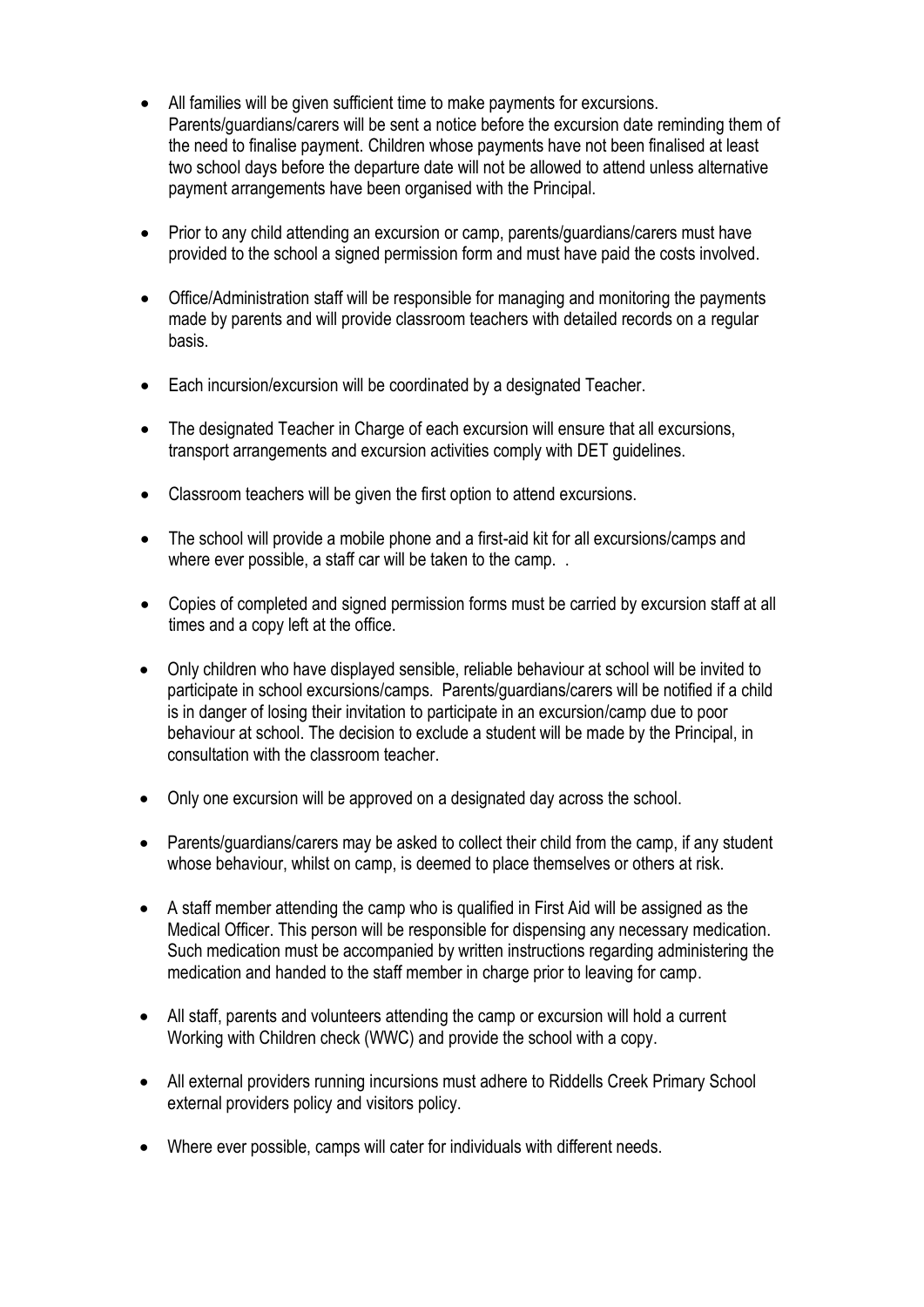- All families will be given sufficient time to make payments for excursions. Parents/guardians/carers will be sent a notice before the excursion date reminding them of the need to finalise payment. Children whose payments have not been finalised at least two school days before the departure date will not be allowed to attend unless alternative payment arrangements have been organised with the Principal.

- Prior to any child attending an excursion or camp, parents/guardians/carers must have provided to the school a signed permission form and must have paid the costs involved.

- Office/Administration staff will be responsible for managing and monitoring the payments made by parents and will provide classroom teachers with detailed records on a regular basis.

- Each incursion/excursion will be coordinated by a designated Teacher.

- The designated Teacher in Charge of each excursion will ensure that all excursions, transport arrangements and excursion activities comply with DET guidelines.

- Classroom teachers will be given the first option to attend excursions.

- The school will provide a mobile phone and a first-aid kit for all excursions/camps and where ever possible, a staff car will be taken to the camp. .

- Copies of completed and signed permission forms must be carried by excursion staff at all times and a copy left at the office.

- Only children who have displayed sensible, reliable behaviour at school will be invited to participate in school excursions/camps. Parents/guardians/carers will be notified if a child is in danger of losing their invitation to participate in an excursion/camp due to poor behaviour at school. The decision to exclude a student will be made by the Principal, in consultation with the classroom teacher.

- Only one excursion will be approved on a designated day across the school.

- Parents/guardians/carers may be asked to collect their child from the camp, if any student whose behaviour, whilst on camp, is deemed to place themselves or others at risk.

- A staff member attending the camp who is qualified in First Aid will be assigned as the Medical Officer. This person will be responsible for dispensing any necessary medication. Such medication must be accompanied by written instructions regarding administering the medication and handed to the staff member in charge prior to leaving for camp.

- All staff, parents and volunteers attending the camp or excursion will hold a current Working with Children check (WWC) and provide the school with a copy.

- All external providers running incursions must adhere to Riddells Creek Primary School external providers policy and visitors policy.

- Where ever possible, camps will cater for individuals with different needs.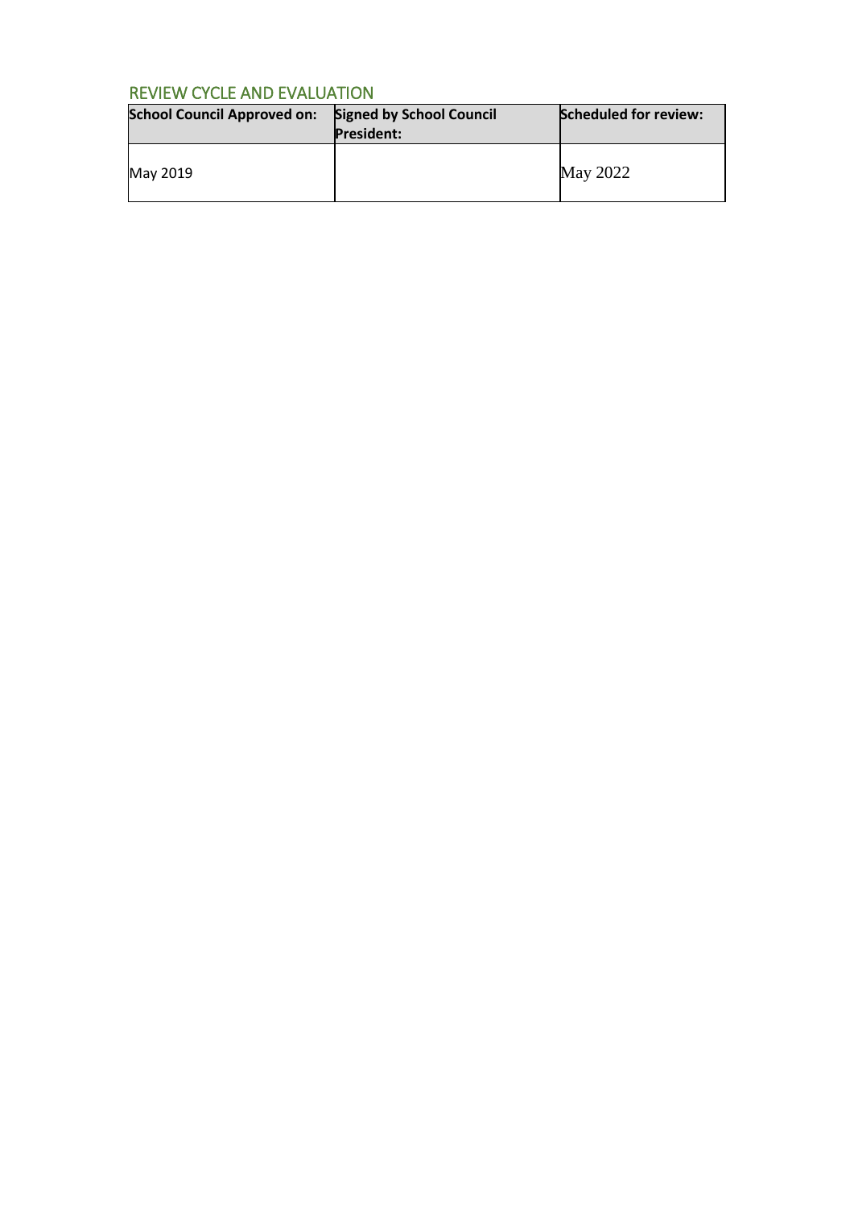## REVIEW CYCLE AND EVALUATION

| School Council Approved on: | Signed by School Council President: | Scheduled for review: |
| --- | --- | --- |
| May 2019 | | May 2022 |